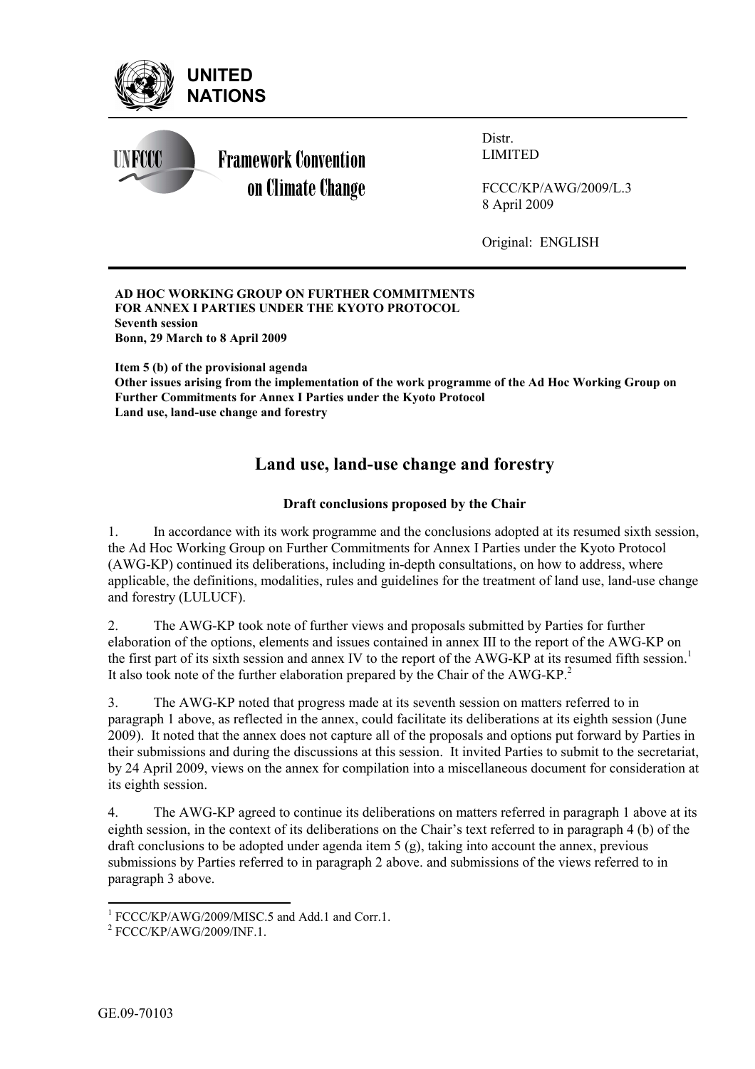UNITED NATIONS

Framework Convention on Climate Change

Distr.
LIMITED

FCCC/KP/AWG/2009/L.3
8 April 2009

Original: ENGLISH

**AD HOC WORKING GROUP ON FURTHER COMMITMENTS FOR ANNEX I PARTIES UNDER THE KYOTO PROTOCOL**
**Seventh session**
**Bonn, 29 March to 8 April 2009**

**Item 5 (b) of the provisional agenda**
**Other issues arising from the implementation of the work programme of the Ad Hoc Working Group on Further Commitments for Annex I Parties under the Kyoto Protocol**
**Land use, land-use change and forestry**

# Land use, land-use change and forestry

### Draft conclusions proposed by the Chair

1. In accordance with its work programme and the conclusions adopted at its resumed sixth session, the Ad Hoc Working Group on Further Commitments for Annex I Parties under the Kyoto Protocol (AWG-KP) continued its deliberations, including in-depth consultations, on how to address, where applicable, the definitions, modalities, rules and guidelines for the treatment of land use, land-use change and forestry (LULUCF).

2. The AWG-KP took note of further views and proposals submitted by Parties for further elaboration of the options, elements and issues contained in annex III to the report of the AWG-KP on the first part of its sixth session and annex IV to the report of the AWG-KP at its resumed fifth session.[1] It also took note of the further elaboration prepared by the Chair of the AWG-KP.[2]

3. The AWG-KP noted that progress made at its seventh session on matters referred to in paragraph 1 above, as reflected in the annex, could facilitate its deliberations at its eighth session (June 2009). It noted that the annex does not capture all of the proposals and options put forward by Parties in their submissions and during the discussions at this session. It invited Parties to submit to the secretariat, by 24 April 2009, views on the annex for compilation into a miscellaneous document for consideration at its eighth session.

4. The AWG-KP agreed to continue its deliberations on matters referred in paragraph 1 above at its eighth session, in the context of its deliberations on the Chair's text referred to in paragraph 4 (b) of the draft conclusions to be adopted under agenda item 5 (g), taking into account the annex, previous submissions by Parties referred to in paragraph 2 above. and submissions of the views referred to in paragraph 3 above.

[1] FCCC/KP/AWG/2009/MISC.5 and Add.1 and Corr.1.
[2] FCCC/KP/AWG/2009/INF.1.

GE.09-70103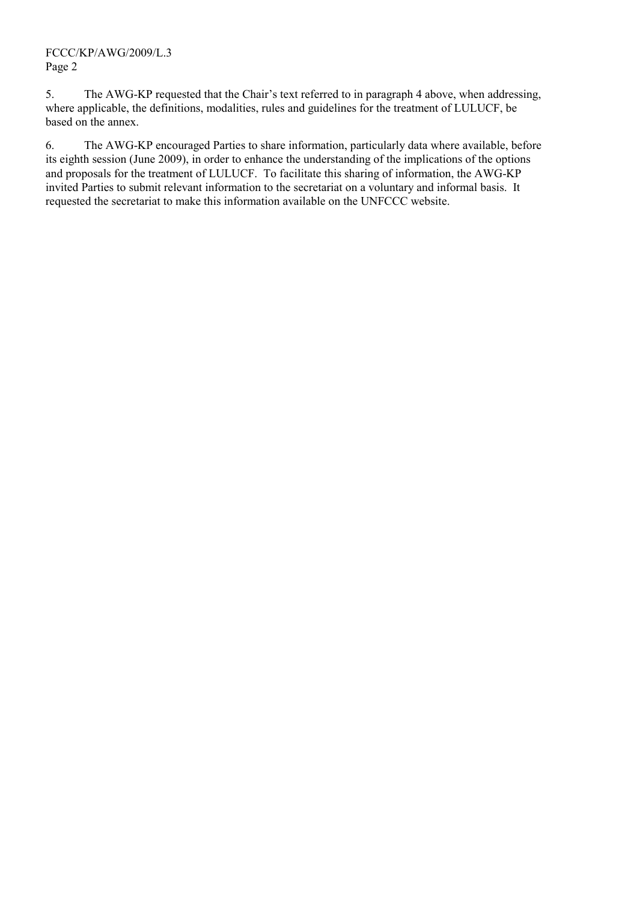5. The AWG-KP requested that the Chair's text referred to in paragraph 4 above, when addressing, where applicable, the definitions, modalities, rules and guidelines for the treatment of LULUCF, be based on the annex.

6. The AWG-KP encouraged Parties to share information, particularly data where available, before its eighth session (June 2009), in order to enhance the understanding of the implications of the options and proposals for the treatment of LULUCF. To facilitate this sharing of information, the AWG-KP invited Parties to submit relevant information to the secretariat on a voluntary and informal basis. It requested the secretariat to make this information available on the UNFCCC website.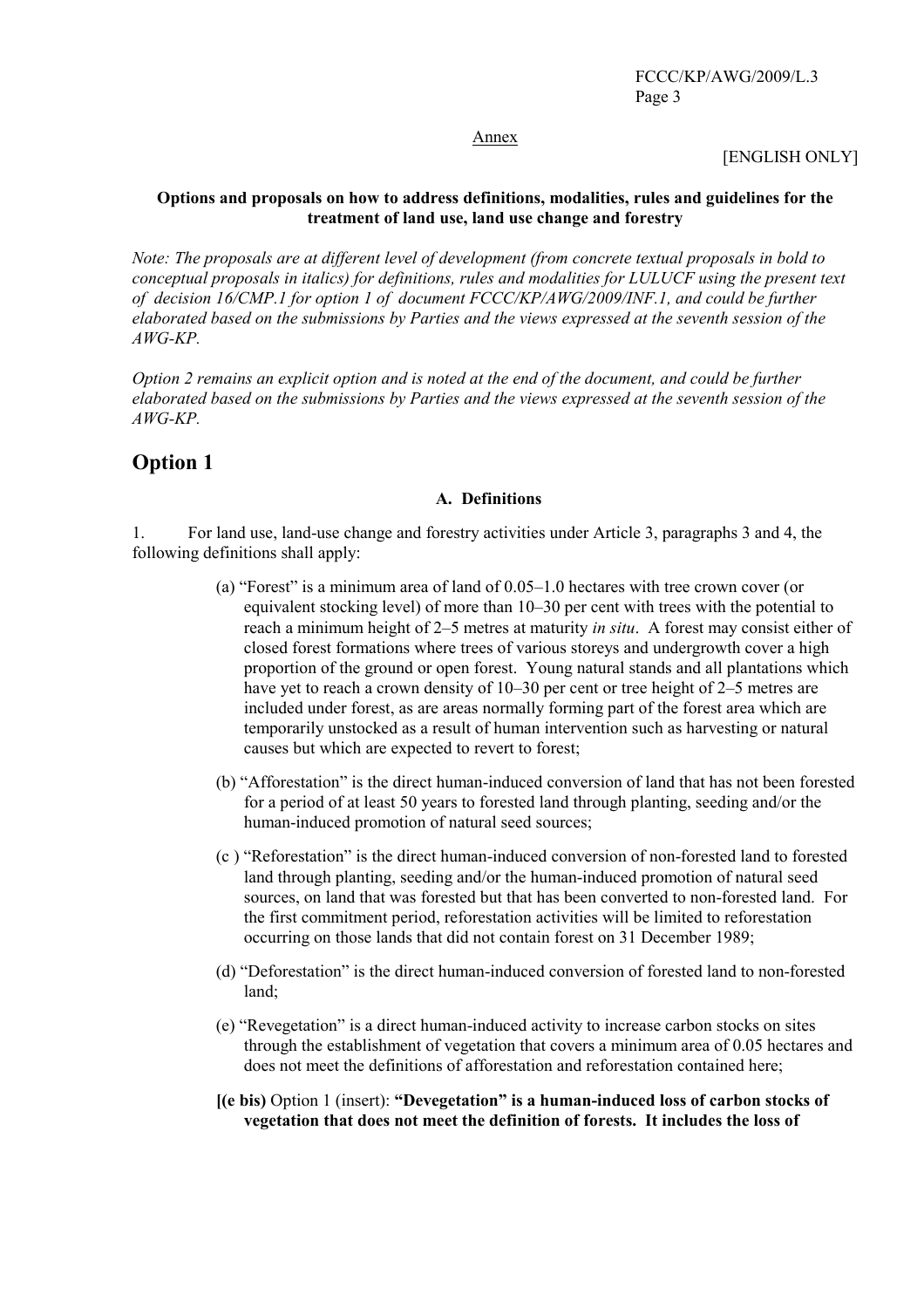Annex

[ENGLISH ONLY]

**Options and proposals on how to address definitions, modalities, rules and guidelines for the treatment of land use, land use change and forestry**

*Note: The proposals are at different level of development (from concrete textual proposals in bold to conceptual proposals in italics) for definitions, rules and modalities for LULUCF using the present text of decision 16/CMP.1 for option 1 of document FCCC/KP/AWG/2009/INF.1, and could be further elaborated based on the submissions by Parties and the views expressed at the seventh session of the AWG-KP.*

*Option 2 remains an explicit option and is noted at the end of the document, and could be further elaborated based on the submissions by Parties and the views expressed at the seventh session of the AWG-KP.*

# Option 1

### A. Definitions

1. For land use, land-use change and forestry activities under Article 3, paragraphs 3 and 4, the following definitions shall apply:

(a) "Forest" is a minimum area of land of 0.05–1.0 hectares with tree crown cover (or equivalent stocking level) of more than 10–30 per cent with trees with the potential to reach a minimum height of 2–5 metres at maturity *in situ*. A forest may consist either of closed forest formations where trees of various storeys and undergrowth cover a high proportion of the ground or open forest. Young natural stands and all plantations which have yet to reach a crown density of 10–30 per cent or tree height of 2–5 metres are included under forest, as are areas normally forming part of the forest area which are temporarily unstocked as a result of human intervention such as harvesting or natural causes but which are expected to revert to forest;

(b) "Afforestation" is the direct human-induced conversion of land that has not been forested for a period of at least 50 years to forested land through planting, seeding and/or the human-induced promotion of natural seed sources;

(c ) "Reforestation" is the direct human-induced conversion of non-forested land to forested land through planting, seeding and/or the human-induced promotion of natural seed sources, on land that was forested but that has been converted to non-forested land. For the first commitment period, reforestation activities will be limited to reforestation occurring on those lands that did not contain forest on 31 December 1989;

(d) "Deforestation" is the direct human-induced conversion of forested land to non-forested land;

(e) "Revegetation" is a direct human-induced activity to increase carbon stocks on sites through the establishment of vegetation that covers a minimum area of 0.05 hectares and does not meet the definitions of afforestation and reforestation contained here;

**[(e bis)** Option 1 (insert): **"Devegetation" is a human-induced loss of carbon stocks of vegetation that does not meet the definition of forests. It includes the loss of**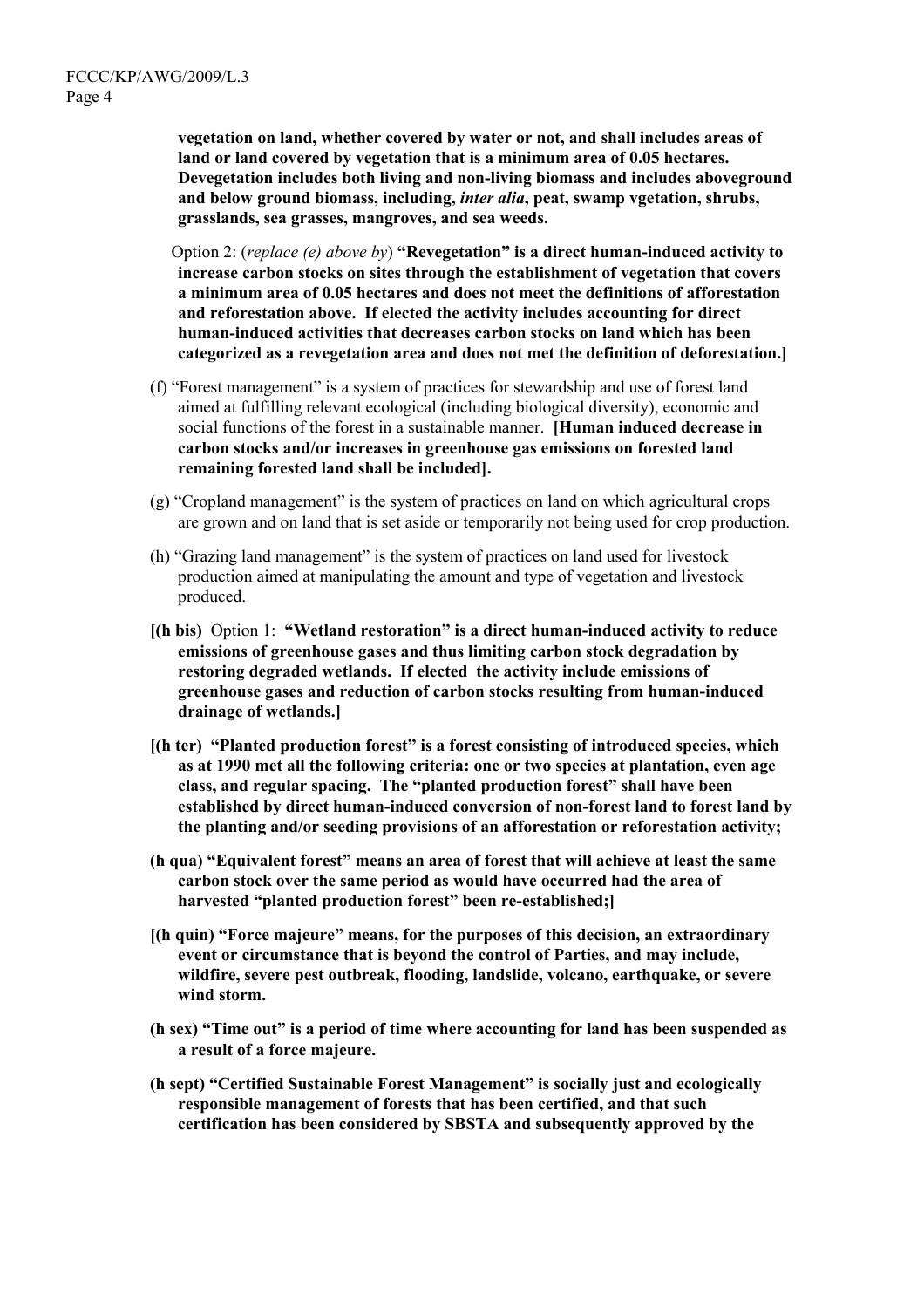**vegetation on land, whether covered by water or not, and shall includes areas of land or land covered by vegetation that is a minimum area of 0.05 hectares. Devegetation includes both living and non-living biomass and includes aboveground and below ground biomass, including, *inter alia*, peat, swamp vgetation, shrubs, grasslands, sea grasses, mangroves, and sea weeds.**

Option 2: (*replace (e) above by*) **"Revegetation" is a direct human-induced activity to increase carbon stocks on sites through the establishment of vegetation that covers a minimum area of 0.05 hectares and does not meet the definitions of afforestation and reforestation above. If elected the activity includes accounting for direct human-induced activities that decreases carbon stocks on land which has been categorized as a revegetation area and does not met the definition of deforestation.]**

(f) "Forest management" is a system of practices for stewardship and use of forest land aimed at fulfilling relevant ecological (including biological diversity), economic and social functions of the forest in a sustainable manner. **[Human induced decrease in carbon stocks and/or increases in greenhouse gas emissions on forested land remaining forested land shall be included].**

(g) "Cropland management" is the system of practices on land on which agricultural crops are grown and on land that is set aside or temporarily not being used for crop production.

(h) "Grazing land management" is the system of practices on land used for livestock production aimed at manipulating the amount and type of vegetation and livestock produced.

**[(h bis)** Option 1: **"Wetland restoration" is a direct human-induced activity to reduce emissions of greenhouse gases and thus limiting carbon stock degradation by restoring degraded wetlands. If elected the activity include emissions of greenhouse gases and reduction of carbon stocks resulting from human-induced drainage of wetlands.]**

**[(h ter) "Planted production forest" is a forest consisting of introduced species, which as at 1990 met all the following criteria: one or two species at plantation, even age class, and regular spacing. The "planted production forest" shall have been established by direct human-induced conversion of non-forest land to forest land by the planting and/or seeding provisions of an afforestation or reforestation activity;**

**(h qua) "Equivalent forest" means an area of forest that will achieve at least the same carbon stock over the same period as would have occurred had the area of harvested "planted production forest" been re-established;]**

**[(h quin) "Force majeure" means, for the purposes of this decision, an extraordinary event or circumstance that is beyond the control of Parties, and may include, wildfire, severe pest outbreak, flooding, landslide, volcano, earthquake, or severe wind storm.**

**(h sex) "Time out" is a period of time where accounting for land has been suspended as a result of a force majeure.**

**(h sept) "Certified Sustainable Forest Management" is socially just and ecologically responsible management of forests that has been certified, and that such certification has been considered by SBSTA and subsequently approved by the**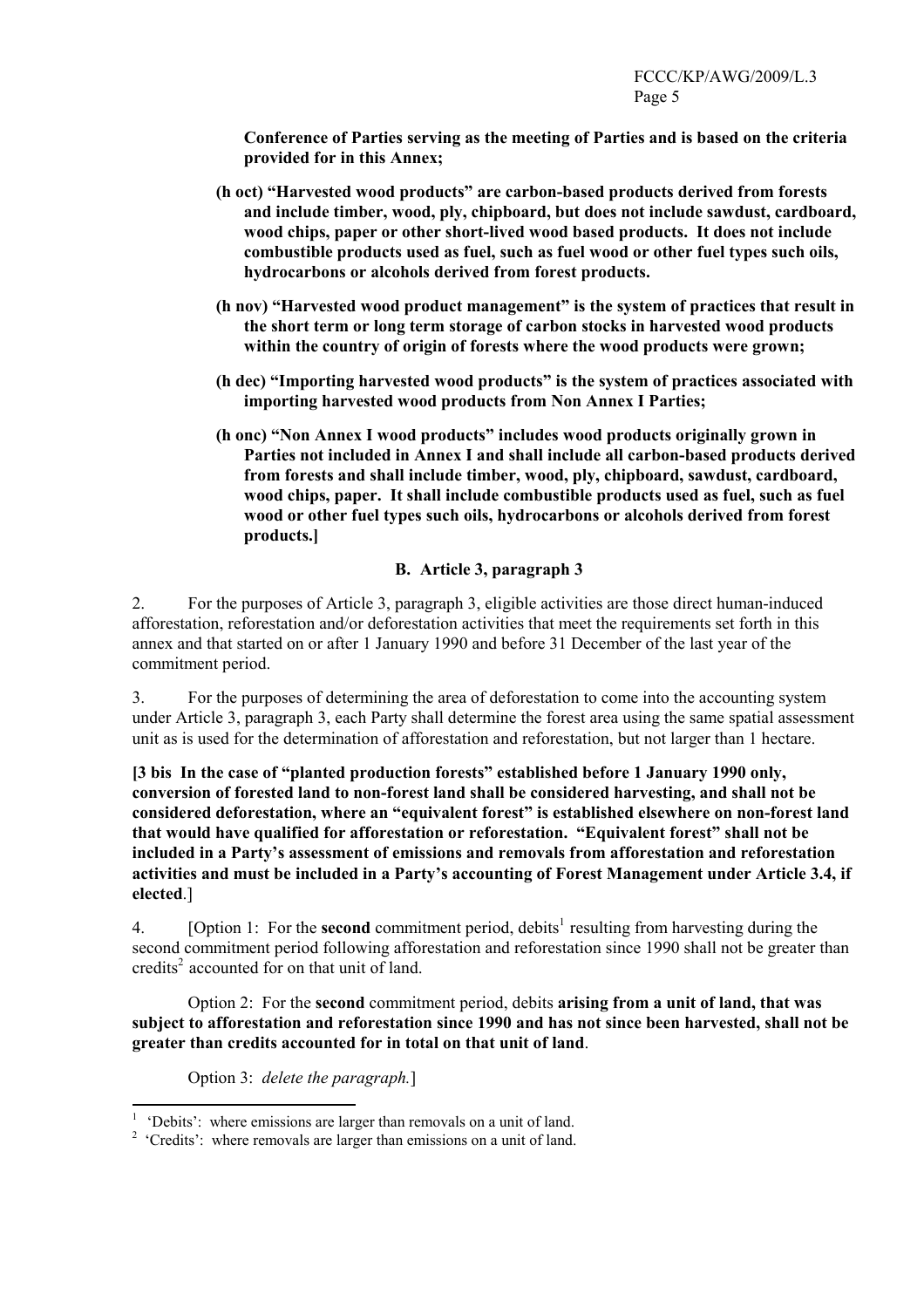**Conference of Parties serving as the meeting of Parties and is based on the criteria provided for in this Annex;**

**(h oct) "Harvested wood products" are carbon-based products derived from forests and include timber, wood, ply, chipboard, but does not include sawdust, cardboard, wood chips, paper or other short-lived wood based products. It does not include combustible products used as fuel, such as fuel wood or other fuel types such oils, hydrocarbons or alcohols derived from forest products.**

**(h nov) "Harvested wood product management" is the system of practices that result in the short term or long term storage of carbon stocks in harvested wood products within the country of origin of forests where the wood products were grown;**

**(h dec) "Importing harvested wood products" is the system of practices associated with importing harvested wood products from Non Annex I Parties;**

**(h onc) "Non Annex I wood products" includes wood products originally grown in Parties not included in Annex I and shall include all carbon-based products derived from forests and shall include timber, wood, ply, chipboard, sawdust, cardboard, wood chips, paper. It shall include combustible products used as fuel, such as fuel wood or other fuel types such oils, hydrocarbons or alcohols derived from forest products.]**

### B. Article 3, paragraph 3

2. For the purposes of Article 3, paragraph 3, eligible activities are those direct human-induced afforestation, reforestation and/or deforestation activities that meet the requirements set forth in this annex and that started on or after 1 January 1990 and before 31 December of the last year of the commitment period.

3. For the purposes of determining the area of deforestation to come into the accounting system under Article 3, paragraph 3, each Party shall determine the forest area using the same spatial assessment unit as is used for the determination of afforestation and reforestation, but not larger than 1 hectare.

**[3 bis In the case of "planted production forests" established before 1 January 1990 only, conversion of forested land to non-forest land shall be considered harvesting, and shall not be considered deforestation, where an "equivalent forest" is established elsewhere on non-forest land that would have qualified for afforestation or reforestation. "Equivalent forest" shall not be included in a Party's assessment of emissions and removals from afforestation and reforestation activities and must be included in a Party's accounting of Forest Management under Article 3.4, if elected**.]

4. [Option 1: For the **second** commitment period, debits[1] resulting from harvesting during the second commitment period following afforestation and reforestation since 1990 shall not be greater than credits[2] accounted for on that unit of land.

Option 2: For the **second** commitment period, debits **arising from a unit of land, that was subject to afforestation and reforestation since 1990 and has not since been harvested, shall not be greater than credits accounted for in total on that unit of land**.

Option 3: *delete the paragraph.*]

[1] 'Debits': where emissions are larger than removals on a unit of land.

[2] 'Credits': where removals are larger than emissions on a unit of land.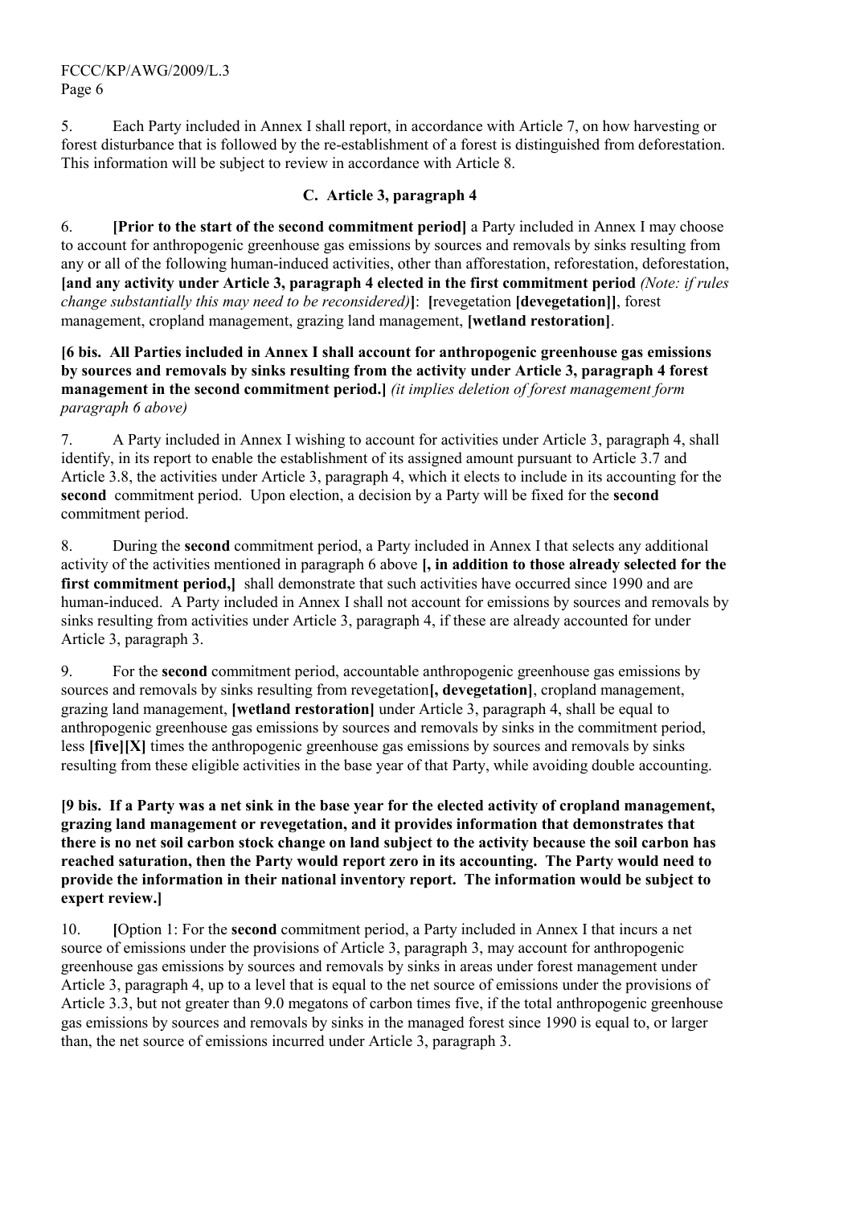5. Each Party included in Annex I shall report, in accordance with Article 7, on how harvesting or forest disturbance that is followed by the re-establishment of a forest is distinguished from deforestation. This information will be subject to review in accordance with Article 8.

### C. Article 3, paragraph 4

6. **[Prior to the start of the second commitment period]** a Party included in Annex I may choose to account for anthropogenic greenhouse gas emissions by sources and removals by sinks resulting from any or all of the following human-induced activities, other than afforestation, reforestation, deforestation, **[and any activity under Article 3, paragraph 4 elected in the first commitment period** *(Note: if rules change substantially this may need to be reconsidered)***]**: **[**revegetation **[devegetation]]**, forest management, cropland management, grazing land management, **[wetland restoration]**.

**[6 bis. All Parties included in Annex I shall account for anthropogenic greenhouse gas emissions by sources and removals by sinks resulting from the activity under Article 3, paragraph 4 forest management in the second commitment period.]** *(it implies deletion of forest management form paragraph 6 above)*

7. A Party included in Annex I wishing to account for activities under Article 3, paragraph 4, shall identify, in its report to enable the establishment of its assigned amount pursuant to Article 3.7 and Article 3.8, the activities under Article 3, paragraph 4, which it elects to include in its accounting for the **second** commitment period. Upon election, a decision by a Party will be fixed for the **second** commitment period.

8. During the **second** commitment period, a Party included in Annex I that selects any additional activity of the activities mentioned in paragraph 6 above **[, in addition to those already selected for the first commitment period,]** shall demonstrate that such activities have occurred since 1990 and are human-induced. A Party included in Annex I shall not account for emissions by sources and removals by sinks resulting from activities under Article 3, paragraph 4, if these are already accounted for under Article 3, paragraph 3.

9. For the **second** commitment period, accountable anthropogenic greenhouse gas emissions by sources and removals by sinks resulting from revegetation**[, devegetation]**, cropland management, grazing land management, **[wetland restoration]** under Article 3, paragraph 4, shall be equal to anthropogenic greenhouse gas emissions by sources and removals by sinks in the commitment period, less **[five][X]** times the anthropogenic greenhouse gas emissions by sources and removals by sinks resulting from these eligible activities in the base year of that Party, while avoiding double accounting.

**[9 bis. If a Party was a net sink in the base year for the elected activity of cropland management, grazing land management or revegetation, and it provides information that demonstrates that there is no net soil carbon stock change on land subject to the activity because the soil carbon has reached saturation, then the Party would report zero in its accounting. The Party would need to provide the information in their national inventory report. The information would be subject to expert review.]**

10. **[**Option 1: For the **second** commitment period, a Party included in Annex I that incurs a net source of emissions under the provisions of Article 3, paragraph 3, may account for anthropogenic greenhouse gas emissions by sources and removals by sinks in areas under forest management under Article 3, paragraph 4, up to a level that is equal to the net source of emissions under the provisions of Article 3.3, but not greater than 9.0 megatons of carbon times five, if the total anthropogenic greenhouse gas emissions by sources and removals by sinks in the managed forest since 1990 is equal to, or larger than, the net source of emissions incurred under Article 3, paragraph 3.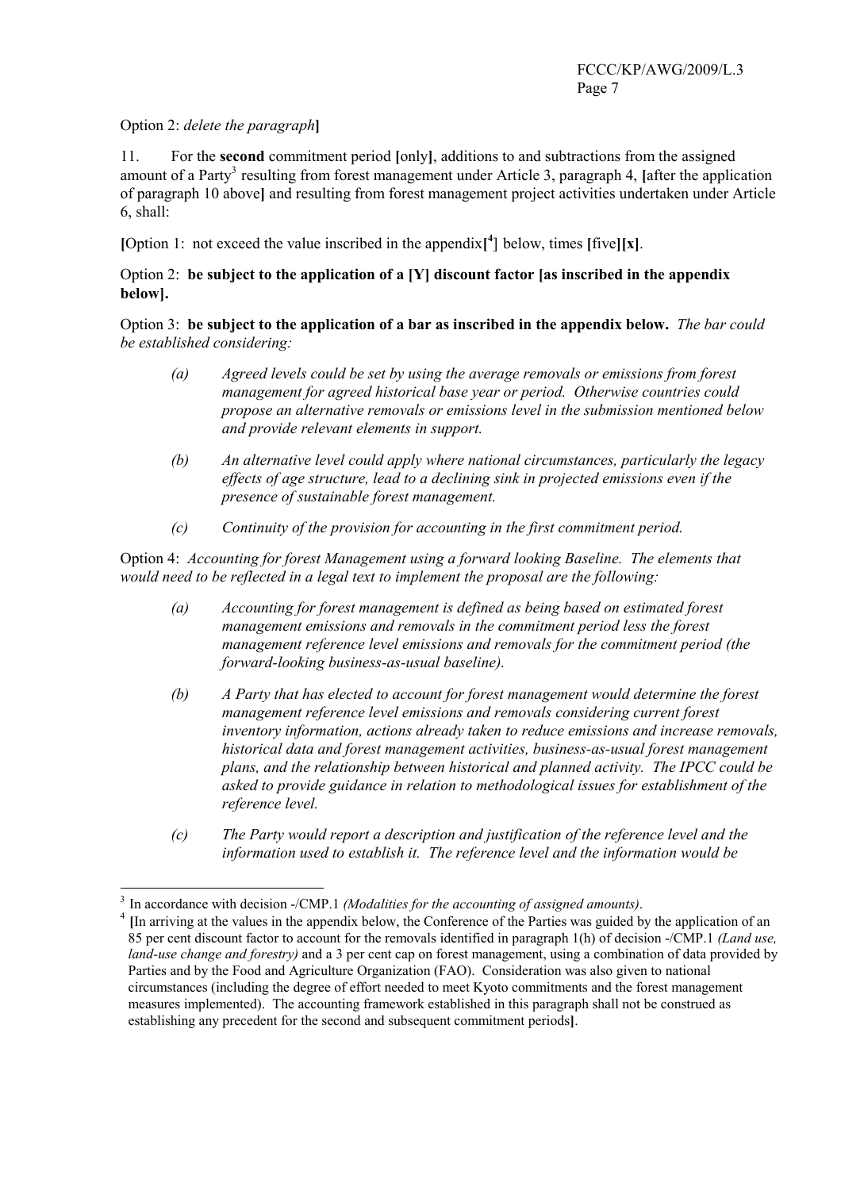Option 2: *delete the paragraph*]

11. For the **second** commitment period [only], additions to and subtractions from the assigned amount of a Party[3] resulting from forest management under Article 3, paragraph 4, [after the application of paragraph 10 above] and resulting from forest management project activities undertaken under Article 6, shall:

[Option 1: not exceed the value inscribed in the appendix[[4]] below, times [five][x].

Option 2: **be subject to the application of a [Y] discount factor [as inscribed in the appendix below].**

Option 3: **be subject to the application of a bar as inscribed in the appendix below.** *The bar could be established considering:*

- *(a) Agreed levels could be set by using the average removals or emissions from forest management for agreed historical base year or period. Otherwise countries could propose an alternative removals or emissions level in the submission mentioned below and provide relevant elements in support.*
- *(b) An alternative level could apply where national circumstances, particularly the legacy effects of age structure, lead to a declining sink in projected emissions even if the presence of sustainable forest management.*
- *(c) Continuity of the provision for accounting in the first commitment period.*

Option 4: *Accounting for forest Management using a forward looking Baseline. The elements that would need to be reflected in a legal text to implement the proposal are the following:*

- *(a) Accounting for forest management is defined as being based on estimated forest management emissions and removals in the commitment period less the forest management reference level emissions and removals for the commitment period (the forward-looking business-as-usual baseline).*
- *(b) A Party that has elected to account for forest management would determine the forest management reference level emissions and removals considering current forest inventory information, actions already taken to reduce emissions and increase removals, historical data and forest management activities, business-as-usual forest management plans, and the relationship between historical and planned activity. The IPCC could be asked to provide guidance in relation to methodological issues for establishment of the reference level.*
- *(c) The Party would report a description and justification of the reference level and the information used to establish it. The reference level and the information would be*

---

[3] In accordance with decision -/CMP.1 *(Modalities for the accounting of assigned amounts)*.

[4] [In arriving at the values in the appendix below, the Conference of the Parties was guided by the application of an 85 per cent discount factor to account for the removals identified in paragraph 1(h) of decision -/CMP.1 *(Land use, land-use change and forestry)* and a 3 per cent cap on forest management, using a combination of data provided by Parties and by the Food and Agriculture Organization (FAO). Consideration was also given to national circumstances (including the degree of effort needed to meet Kyoto commitments and the forest management measures implemented). The accounting framework established in this paragraph shall not be construed as establishing any precedent for the second and subsequent commitment periods].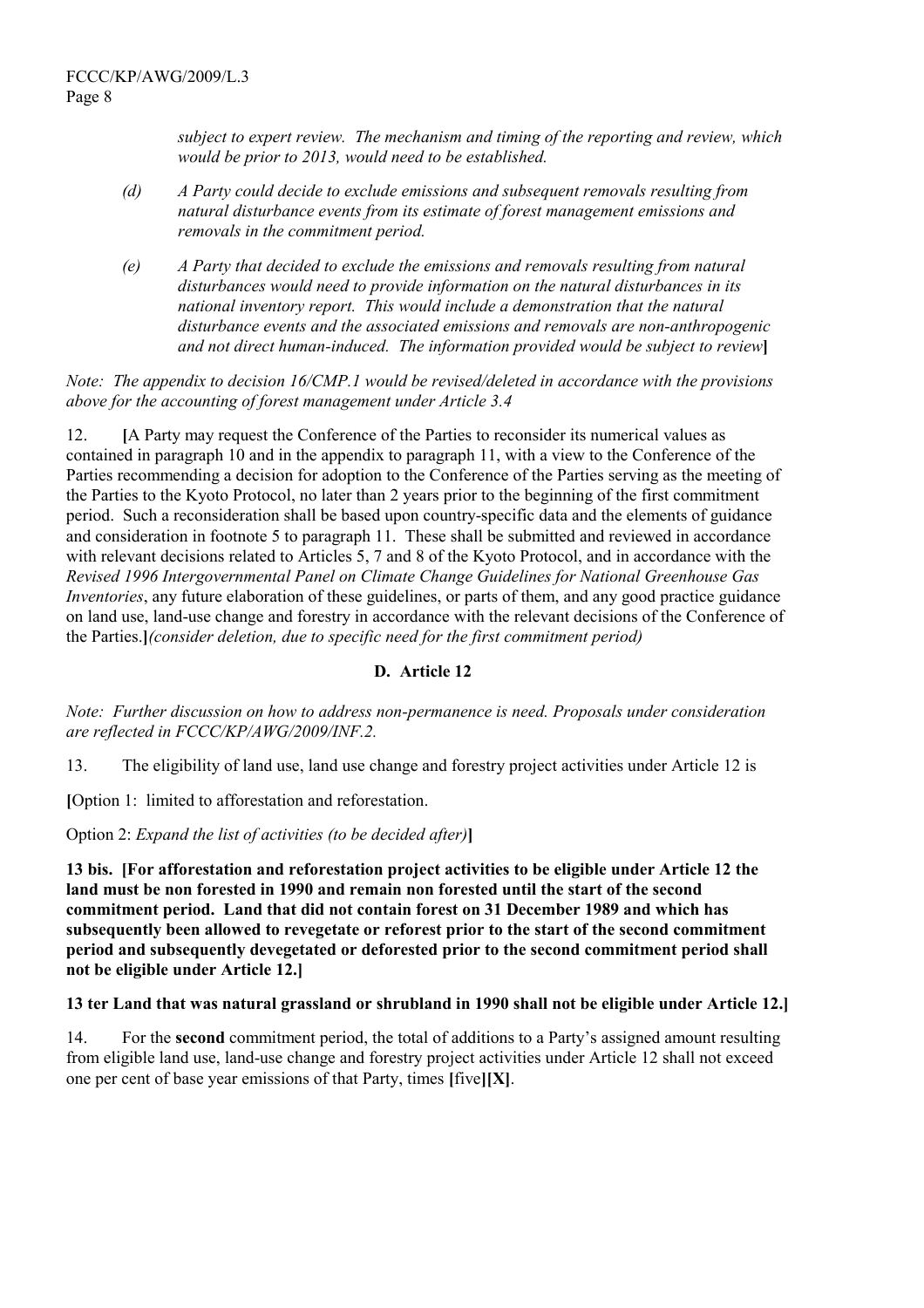*subject to expert review. The mechanism and timing of the reporting and review, which would be prior to 2013, would need to be established.*

*(d) A Party could decide to exclude emissions and subsequent removals resulting from natural disturbance events from its estimate of forest management emissions and removals in the commitment period.*

*(e) A Party that decided to exclude the emissions and removals resulting from natural disturbances would need to provide information on the natural disturbances in its national inventory report. This would include a demonstration that the natural disturbance events and the associated emissions and removals are non-anthropogenic and not direct human-induced. The information provided would be subject to review*]

*Note: The appendix to decision 16/CMP.1 would be revised/deleted in accordance with the provisions above for the accounting of forest management under Article 3.4*

12. [A Party may request the Conference of the Parties to reconsider its numerical values as contained in paragraph 10 and in the appendix to paragraph 11, with a view to the Conference of the Parties recommending a decision for adoption to the Conference of the Parties serving as the meeting of the Parties to the Kyoto Protocol, no later than 2 years prior to the beginning of the first commitment period. Such a reconsideration shall be based upon country-specific data and the elements of guidance and consideration in footnote 5 to paragraph 11. These shall be submitted and reviewed in accordance with relevant decisions related to Articles 5, 7 and 8 of the Kyoto Protocol, and in accordance with the *Revised 1996 Intergovernmental Panel on Climate Change Guidelines for National Greenhouse Gas Inventories*, any future elaboration of these guidelines, or parts of them, and any good practice guidance on land use, land-use change and forestry in accordance with the relevant decisions of the Conference of the Parties.]*(consider deletion, due to specific need for the first commitment period)*

## D. Article 12

*Note: Further discussion on how to address non-permanence is need. Proposals under consideration are reflected in FCCC/KP/AWG/2009/INF.2.*

13. The eligibility of land use, land use change and forestry project activities under Article 12 is

[Option 1: limited to afforestation and reforestation.

Option 2: *Expand the list of activities (to be decided after)*]

**13 bis. [For afforestation and reforestation project activities to be eligible under Article 12 the land must be non forested in 1990 and remain non forested until the start of the second commitment period. Land that did not contain forest on 31 December 1989 and which has subsequently been allowed to revegetate or reforest prior to the start of the second commitment period and subsequently devegetated or deforested prior to the second commitment period shall not be eligible under Article 12.]**

**13 ter Land that was natural grassland or shrubland in 1990 shall not be eligible under Article 12.]**

14. For the **second** commitment period, the total of additions to a Party's assigned amount resulting from eligible land use, land-use change and forestry project activities under Article 12 shall not exceed one per cent of base year emissions of that Party, times [five][X].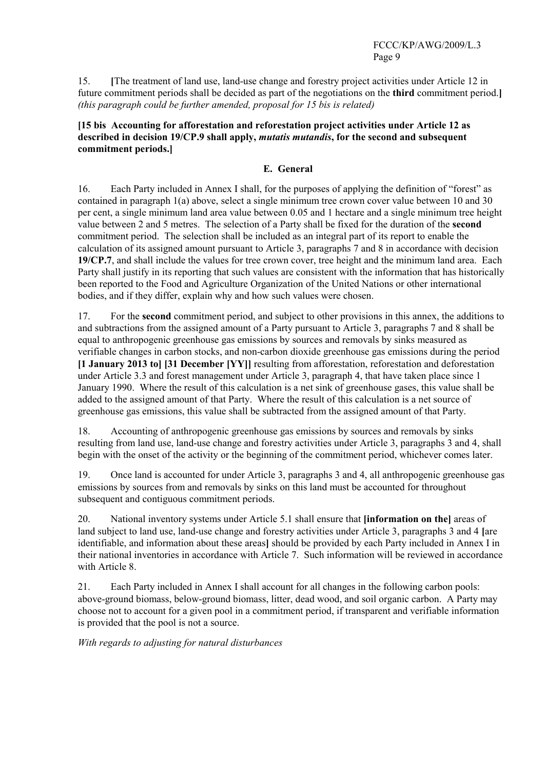15. **[**The treatment of land use, land-use change and forestry project activities under Article 12 in future commitment periods shall be decided as part of the negotiations on the **third** commitment period.**]** *(this paragraph could be further amended, proposal for 15 bis is related)*

**[15 bis Accounting for afforestation and reforestation project activities under Article 12 as described in decision 19/CP.9 shall apply, *mutatis mutandis*, for the second and subsequent commitment periods.]**

### E. General

16. Each Party included in Annex I shall, for the purposes of applying the definition of "forest" as contained in paragraph 1(a) above, select a single minimum tree crown cover value between 10 and 30 per cent, a single minimum land area value between 0.05 and 1 hectare and a single minimum tree height value between 2 and 5 metres. The selection of a Party shall be fixed for the duration of the **second** commitment period. The selection shall be included as an integral part of its report to enable the calculation of its assigned amount pursuant to Article 3, paragraphs 7 and 8 in accordance with decision **19/CP.7**, and shall include the values for tree crown cover, tree height and the minimum land area. Each Party shall justify in its reporting that such values are consistent with the information that has historically been reported to the Food and Agriculture Organization of the United Nations or other international bodies, and if they differ, explain why and how such values were chosen.

17. For the **second** commitment period, and subject to other provisions in this annex, the additions to and subtractions from the assigned amount of a Party pursuant to Article 3, paragraphs 7 and 8 shall be equal to anthropogenic greenhouse gas emissions by sources and removals by sinks measured as verifiable changes in carbon stocks, and non-carbon dioxide greenhouse gas emissions during the period **[1 January 2013 to] [31 December [YY]]** resulting from afforestation, reforestation and deforestation under Article 3.3 and forest management under Article 3, paragraph 4, that have taken place since 1 January 1990. Where the result of this calculation is a net sink of greenhouse gases, this value shall be added to the assigned amount of that Party. Where the result of this calculation is a net source of greenhouse gas emissions, this value shall be subtracted from the assigned amount of that Party.

18. Accounting of anthropogenic greenhouse gas emissions by sources and removals by sinks resulting from land use, land-use change and forestry activities under Article 3, paragraphs 3 and 4, shall begin with the onset of the activity or the beginning of the commitment period, whichever comes later.

19. Once land is accounted for under Article 3, paragraphs 3 and 4, all anthropogenic greenhouse gas emissions by sources from and removals by sinks on this land must be accounted for throughout subsequent and contiguous commitment periods.

20. National inventory systems under Article 5.1 shall ensure that **[information on the]** areas of land subject to land use, land-use change and forestry activities under Article 3, paragraphs 3 and 4 **[**are identifiable, and information about these areas**]** should be provided by each Party included in Annex I in their national inventories in accordance with Article 7. Such information will be reviewed in accordance with Article 8.

21. Each Party included in Annex I shall account for all changes in the following carbon pools: above-ground biomass, below-ground biomass, litter, dead wood, and soil organic carbon. A Party may choose not to account for a given pool in a commitment period, if transparent and verifiable information is provided that the pool is not a source.

*With regards to adjusting for natural disturbances*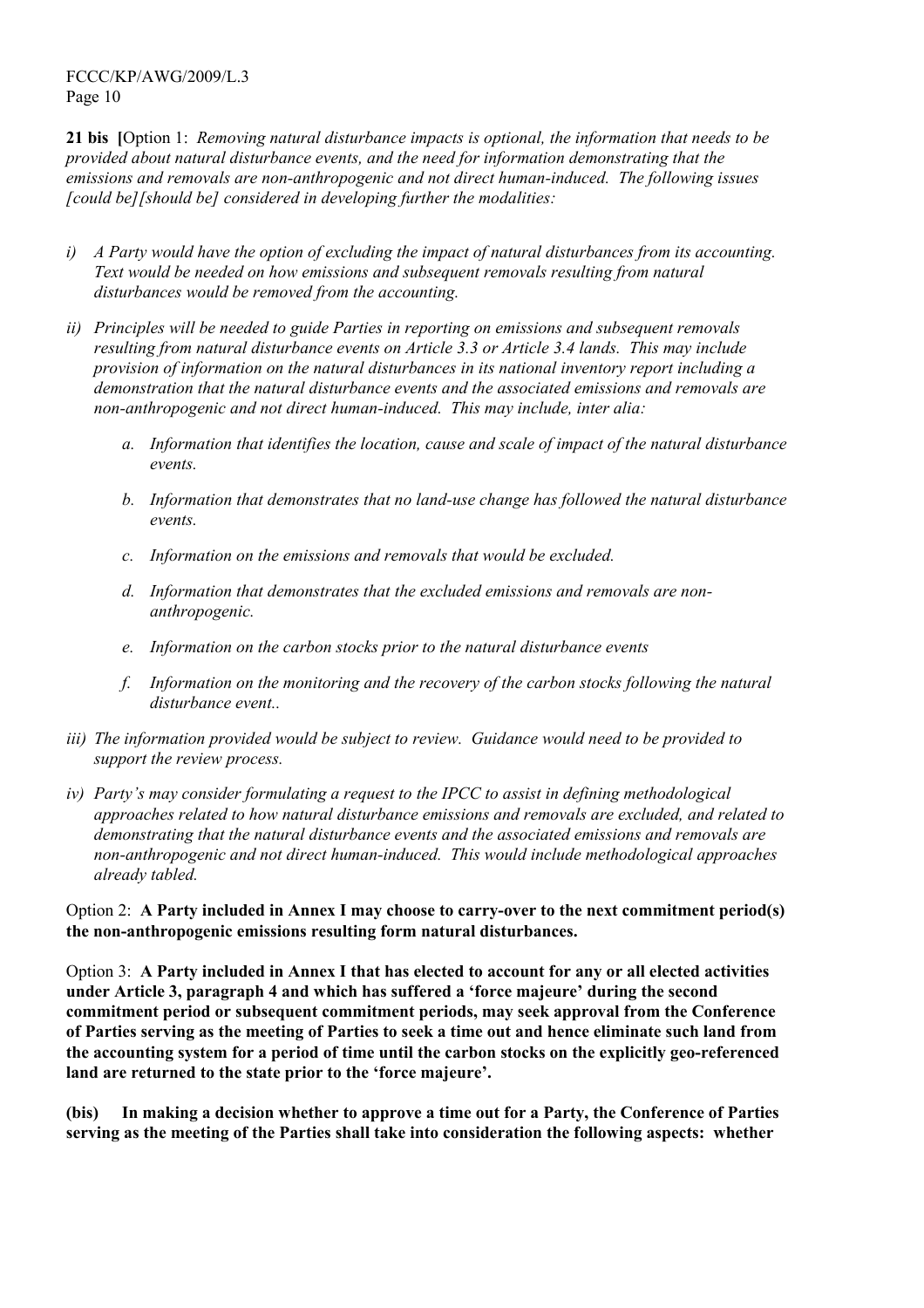**21 bis [**Option 1: *Removing natural disturbance impacts is optional, the information that needs to be provided about natural disturbance events, and the need for information demonstrating that the emissions and removals are non-anthropogenic and not direct human-induced. The following issues [could be][should be] considered in developing further the modalities:*

*i) A Party would have the option of excluding the impact of natural disturbances from its accounting. Text would be needed on how emissions and subsequent removals resulting from natural disturbances would be removed from the accounting.*

*ii) Principles will be needed to guide Parties in reporting on emissions and subsequent removals resulting from natural disturbance events on Article 3.3 or Article 3.4 lands. This may include provision of information on the natural disturbances in its national inventory report including a demonstration that the natural disturbance events and the associated emissions and removals are non-anthropogenic and not direct human-induced. This may include, inter alia:*

> *a. Information that identifies the location, cause and scale of impact of the natural disturbance events.*
>
> *b. Information that demonstrates that no land-use change has followed the natural disturbance events.*
>
> *c. Information on the emissions and removals that would be excluded.*
>
> *d. Information that demonstrates that the excluded emissions and removals are non-anthropogenic.*
>
> *e. Information on the carbon stocks prior to the natural disturbance events*
>
> *f. Information on the monitoring and the recovery of the carbon stocks following the natural disturbance event..*

*iii) The information provided would be subject to review. Guidance would need to be provided to support the review process.*

*iv) Party's may consider formulating a request to the IPCC to assist in defining methodological approaches related to how natural disturbance emissions and removals are excluded, and related to demonstrating that the natural disturbance events and the associated emissions and removals are non-anthropogenic and not direct human-induced. This would include methodological approaches already tabled.*

Option 2: **A Party included in Annex I may choose to carry-over to the next commitment period(s) the non-anthropogenic emissions resulting form natural disturbances.**

Option 3: **A Party included in Annex I that has elected to account for any or all elected activities under Article 3, paragraph 4 and which has suffered a 'force majeure' during the second commitment period or subsequent commitment periods, may seek approval from the Conference of Parties serving as the meeting of Parties to seek a time out and hence eliminate such land from the accounting system for a period of time until the carbon stocks on the explicitly geo-referenced land are returned to the state prior to the 'force majeure'.**

**(bis) In making a decision whether to approve a time out for a Party, the Conference of Parties serving as the meeting of the Parties shall take into consideration the following aspects: whether**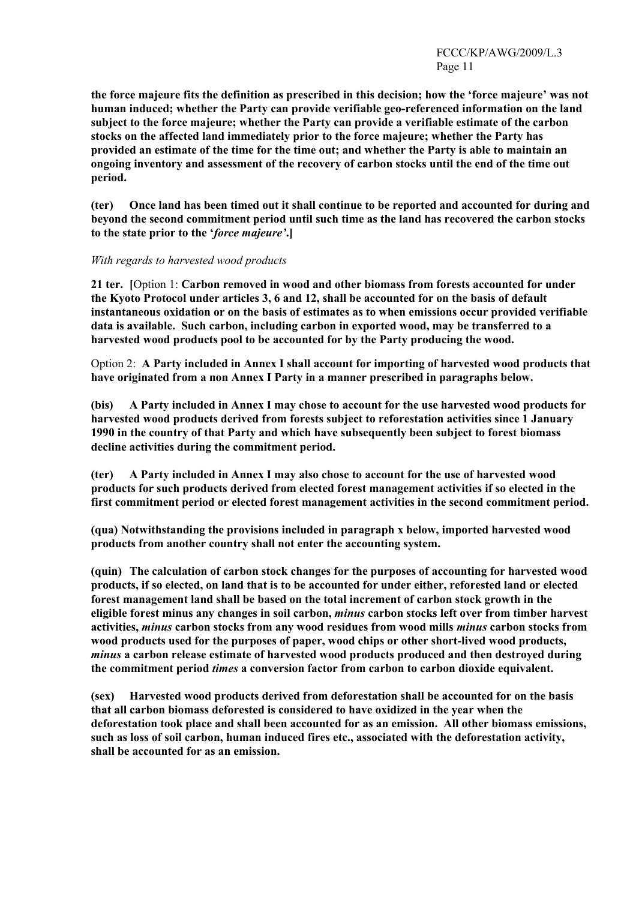**the force majeure fits the definition as prescribed in this decision; how the 'force majeure' was not human induced; whether the Party can provide verifiable geo-referenced information on the land subject to the force majeure; whether the Party can provide a verifiable estimate of the carbon stocks on the affected land immediately prior to the force majeure; whether the Party has provided an estimate of the time for the time out; and whether the Party is able to maintain an ongoing inventory and assessment of the recovery of carbon stocks until the end of the time out period.**

**(ter) Once land has been timed out it shall continue to be reported and accounted for during and beyond the second commitment period until such time as the land has recovered the carbon stocks to the state prior to the '*force majeure'*.]**

*With regards to harvested wood products*

**21 ter. [**Option 1: **Carbon removed in wood and other biomass from forests accounted for under the Kyoto Protocol under articles 3, 6 and 12, shall be accounted for on the basis of default instantaneous oxidation or on the basis of estimates as to when emissions occur provided verifiable data is available. Such carbon, including carbon in exported wood, may be transferred to a harvested wood products pool to be accounted for by the Party producing the wood.**

Option 2: **A Party included in Annex I shall account for importing of harvested wood products that have originated from a non Annex I Party in a manner prescribed in paragraphs below.**

**(bis) A Party included in Annex I may chose to account for the use harvested wood products for harvested wood products derived from forests subject to reforestation activities since 1 January 1990 in the country of that Party and which have subsequently been subject to forest biomass decline activities during the commitment period.**

**(ter) A Party included in Annex I may also chose to account for the use of harvested wood products for such products derived from elected forest management activities if so elected in the first commitment period or elected forest management activities in the second commitment period.**

**(qua) Notwithstanding the provisions included in paragraph x below, imported harvested wood products from another country shall not enter the accounting system.**

**(quin) The calculation of carbon stock changes for the purposes of accounting for harvested wood products, if so elected, on land that is to be accounted for under either, reforested land or elected forest management land shall be based on the total increment of carbon stock growth in the eligible forest minus any changes in soil carbon, *minus* carbon stocks left over from timber harvest activities, *minus* carbon stocks from any wood residues from wood mills *minus* carbon stocks from wood products used for the purposes of paper, wood chips or other short-lived wood products, *minus* a carbon release estimate of harvested wood products produced and then destroyed during the commitment period *times* a conversion factor from carbon to carbon dioxide equivalent.**

**(sex) Harvested wood products derived from deforestation shall be accounted for on the basis that all carbon biomass deforested is considered to have oxidized in the year when the deforestation took place and shall been accounted for as an emission. All other biomass emissions, such as loss of soil carbon, human induced fires etc., associated with the deforestation activity, shall be accounted for as an emission.**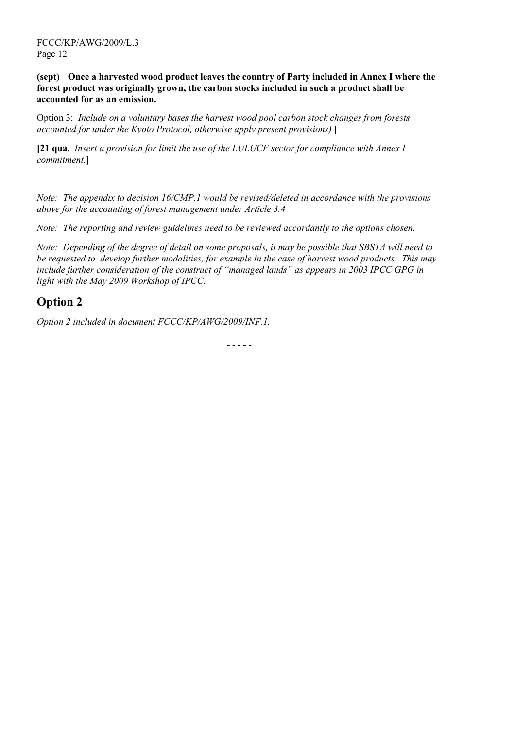**(sept) Once a harvested wood product leaves the country of Party included in Annex I where the forest product was originally grown, the carbon stocks included in such a product shall be accounted for as an emission.**

Option 3: *Include on a voluntary bases the harvest wood pool carbon stock changes from forests accounted for under the Kyoto Protocol, otherwise apply present provisions)* **]**

**[21 qua.** *Insert a provision for limit the use of the LULUCF sector for compliance with Annex I commitment.***]**

*Note: The appendix to decision 16/CMP.1 would be revised/deleted in accordance with the provisions above for the accounting of forest management under Article 3.4*

*Note: The reporting and review guidelines need to be reviewed accordantly to the options chosen.*

*Note: Depending of the degree of detail on some proposals, it may be possible that SBSTA will need to be requested to develop further modalities, for example in the case of harvest wood products. This may include further consideration of the construct of "managed lands" as appears in 2003 IPCC GPG in light with the May 2009 Workshop of IPCC.*

## Option 2

*Option 2 included in document FCCC/KP/AWG/2009/INF.1.*

- - - - -